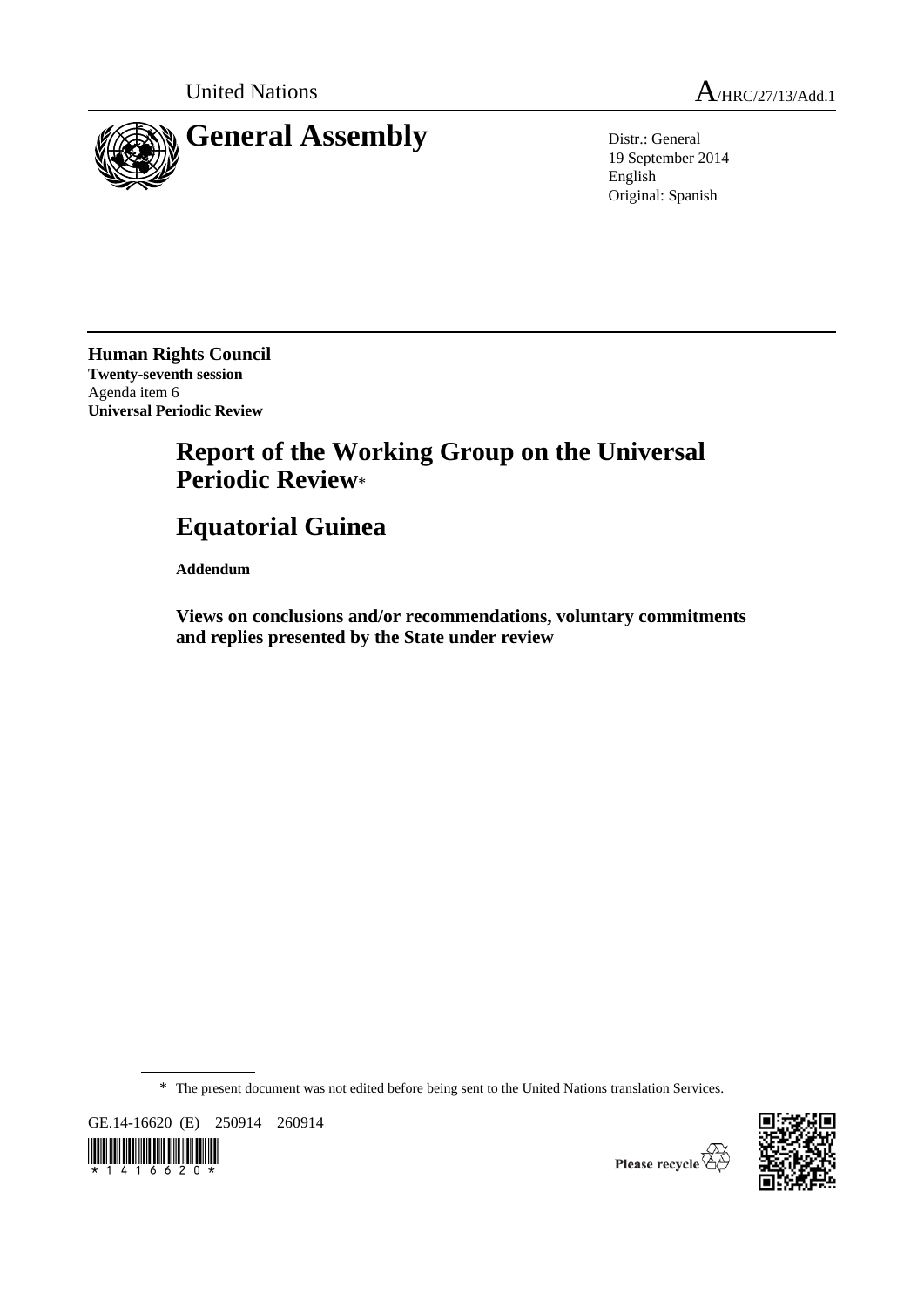United Nations A/HRC/27/13/Add.1

# General Assembly

Distr.: General
19 September 2014
English
Original: Spanish

**Human Rights Council**
**Twenty-seventh session**
Agenda item 6
**Universal Periodic Review**

# Report of the Working Group on the Universal Periodic Review*

# Equatorial Guinea

**Addendum**

**Views on conclusions and/or recommendations, voluntary commitments and replies presented by the State under review**

\* The present document was not edited before being sent to the United Nations translation Services.

GE.14-16620 (E) 250914 260914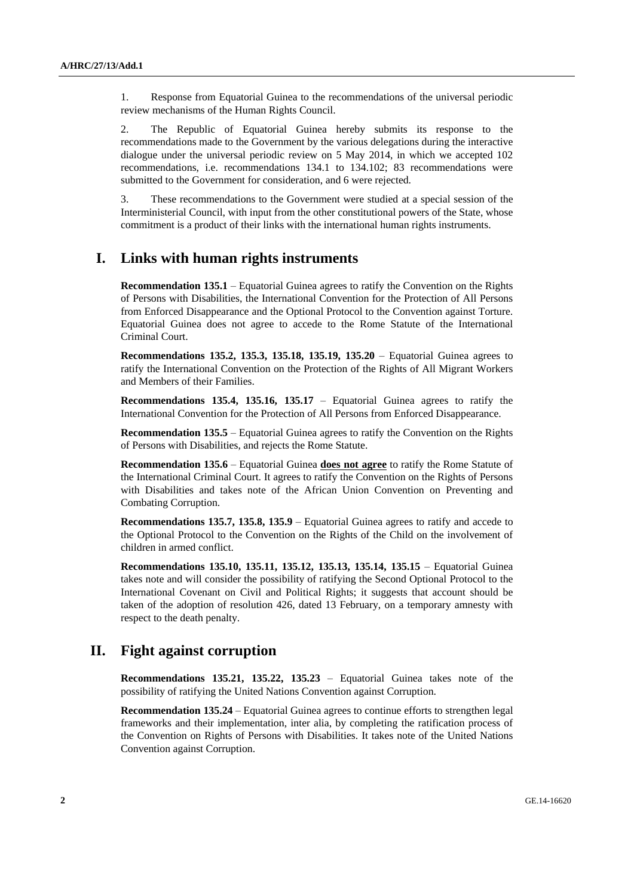1. Response from Equatorial Guinea to the recommendations of the universal periodic review mechanisms of the Human Rights Council.

2. The Republic of Equatorial Guinea hereby submits its response to the recommendations made to the Government by the various delegations during the interactive dialogue under the universal periodic review on 5 May 2014, in which we accepted 102 recommendations, i.e. recommendations 134.1 to 134.102; 83 recommendations were submitted to the Government for consideration, and 6 were rejected.

3. These recommendations to the Government were studied at a special session of the Interministerial Council, with input from the other constitutional powers of the State, whose commitment is a product of their links with the international human rights instruments.

## I. Links with human rights instruments

**Recommendation 135.1** – Equatorial Guinea agrees to ratify the Convention on the Rights of Persons with Disabilities, the International Convention for the Protection of All Persons from Enforced Disappearance and the Optional Protocol to the Convention against Torture. Equatorial Guinea does not agree to accede to the Rome Statute of the International Criminal Court.

**Recommendations 135.2, 135.3, 135.18, 135.19, 135.20** – Equatorial Guinea agrees to ratify the International Convention on the Protection of the Rights of All Migrant Workers and Members of their Families.

**Recommendations 135.4, 135.16, 135.17** – Equatorial Guinea agrees to ratify the International Convention for the Protection of All Persons from Enforced Disappearance.

**Recommendation 135.5** – Equatorial Guinea agrees to ratify the Convention on the Rights of Persons with Disabilities, and rejects the Rome Statute.

**Recommendation 135.6** – Equatorial Guinea **does not agree** to ratify the Rome Statute of the International Criminal Court. It agrees to ratify the Convention on the Rights of Persons with Disabilities and takes note of the African Union Convention on Preventing and Combating Corruption.

**Recommendations 135.7, 135.8, 135.9** – Equatorial Guinea agrees to ratify and accede to the Optional Protocol to the Convention on the Rights of the Child on the involvement of children in armed conflict.

**Recommendations 135.10, 135.11, 135.12, 135.13, 135.14, 135.15** – Equatorial Guinea takes note and will consider the possibility of ratifying the Second Optional Protocol to the International Covenant on Civil and Political Rights; it suggests that account should be taken of the adoption of resolution 426, dated 13 February, on a temporary amnesty with respect to the death penalty.

## II. Fight against corruption

**Recommendations 135.21, 135.22, 135.23** – Equatorial Guinea takes note of the possibility of ratifying the United Nations Convention against Corruption.

**Recommendation 135.24** – Equatorial Guinea agrees to continue efforts to strengthen legal frameworks and their implementation, inter alia, by completing the ratification process of the Convention on Rights of Persons with Disabilities. It takes note of the United Nations Convention against Corruption.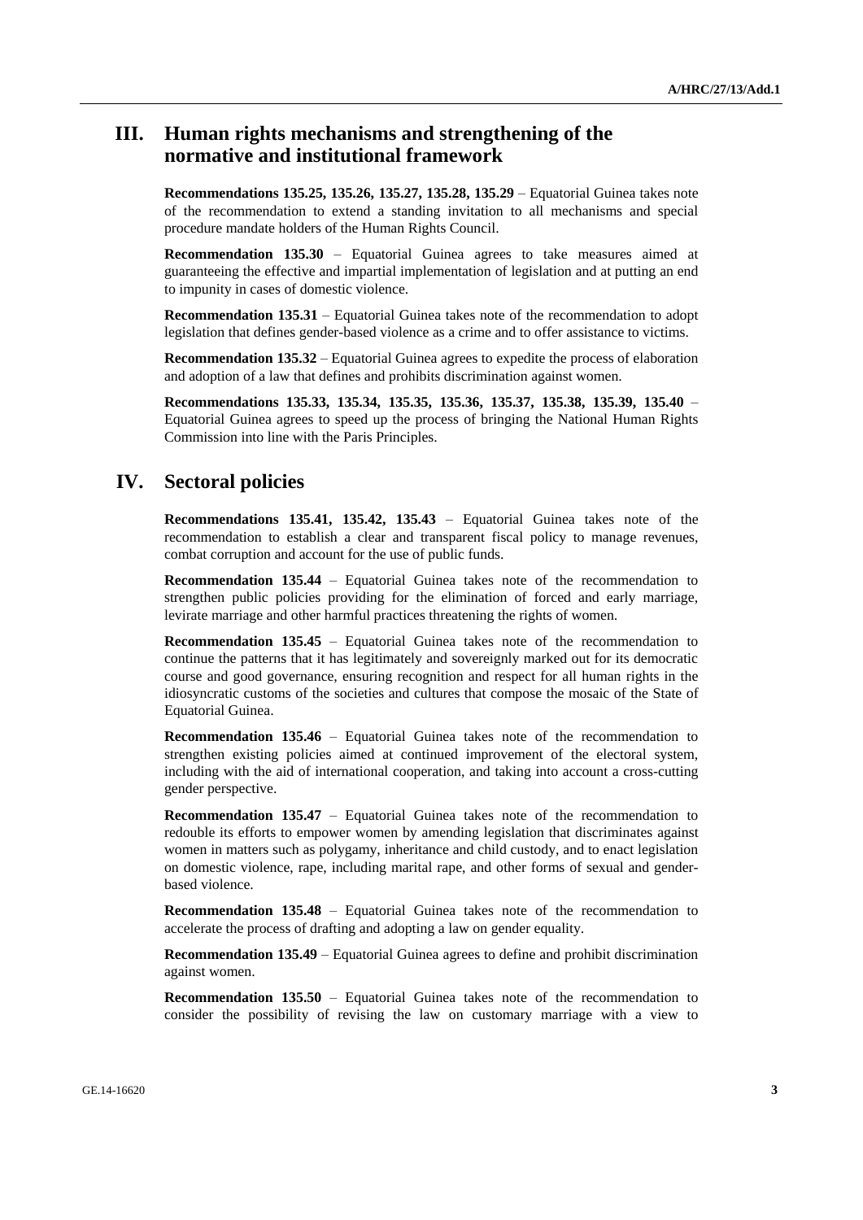## III. Human rights mechanisms and strengthening of the normative and institutional framework

**Recommendations 135.25, 135.26, 135.27, 135.28, 135.29** – Equatorial Guinea takes note of the recommendation to extend a standing invitation to all mechanisms and special procedure mandate holders of the Human Rights Council.

**Recommendation 135.30** – Equatorial Guinea agrees to take measures aimed at guaranteeing the effective and impartial implementation of legislation and at putting an end to impunity in cases of domestic violence.

**Recommendation 135.31** – Equatorial Guinea takes note of the recommendation to adopt legislation that defines gender-based violence as a crime and to offer assistance to victims.

**Recommendation 135.32** – Equatorial Guinea agrees to expedite the process of elaboration and adoption of a law that defines and prohibits discrimination against women.

**Recommendations 135.33, 135.34, 135.35, 135.36, 135.37, 135.38, 135.39, 135.40** – Equatorial Guinea agrees to speed up the process of bringing the National Human Rights Commission into line with the Paris Principles.

## IV. Sectoral policies

**Recommendations 135.41, 135.42, 135.43** – Equatorial Guinea takes note of the recommendation to establish a clear and transparent fiscal policy to manage revenues, combat corruption and account for the use of public funds.

**Recommendation 135.44** – Equatorial Guinea takes note of the recommendation to strengthen public policies providing for the elimination of forced and early marriage, levirate marriage and other harmful practices threatening the rights of women.

**Recommendation 135.45** – Equatorial Guinea takes note of the recommendation to continue the patterns that it has legitimately and sovereignly marked out for its democratic course and good governance, ensuring recognition and respect for all human rights in the idiosyncratic customs of the societies and cultures that compose the mosaic of the State of Equatorial Guinea.

**Recommendation 135.46** – Equatorial Guinea takes note of the recommendation to strengthen existing policies aimed at continued improvement of the electoral system, including with the aid of international cooperation, and taking into account a cross-cutting gender perspective.

**Recommendation 135.47** – Equatorial Guinea takes note of the recommendation to redouble its efforts to empower women by amending legislation that discriminates against women in matters such as polygamy, inheritance and child custody, and to enact legislation on domestic violence, rape, including marital rape, and other forms of sexual and gender-based violence.

**Recommendation 135.48** – Equatorial Guinea takes note of the recommendation to accelerate the process of drafting and adopting a law on gender equality.

**Recommendation 135.49** – Equatorial Guinea agrees to define and prohibit discrimination against women.

**Recommendation 135.50** – Equatorial Guinea takes note of the recommendation to consider the possibility of revising the law on customary marriage with a view to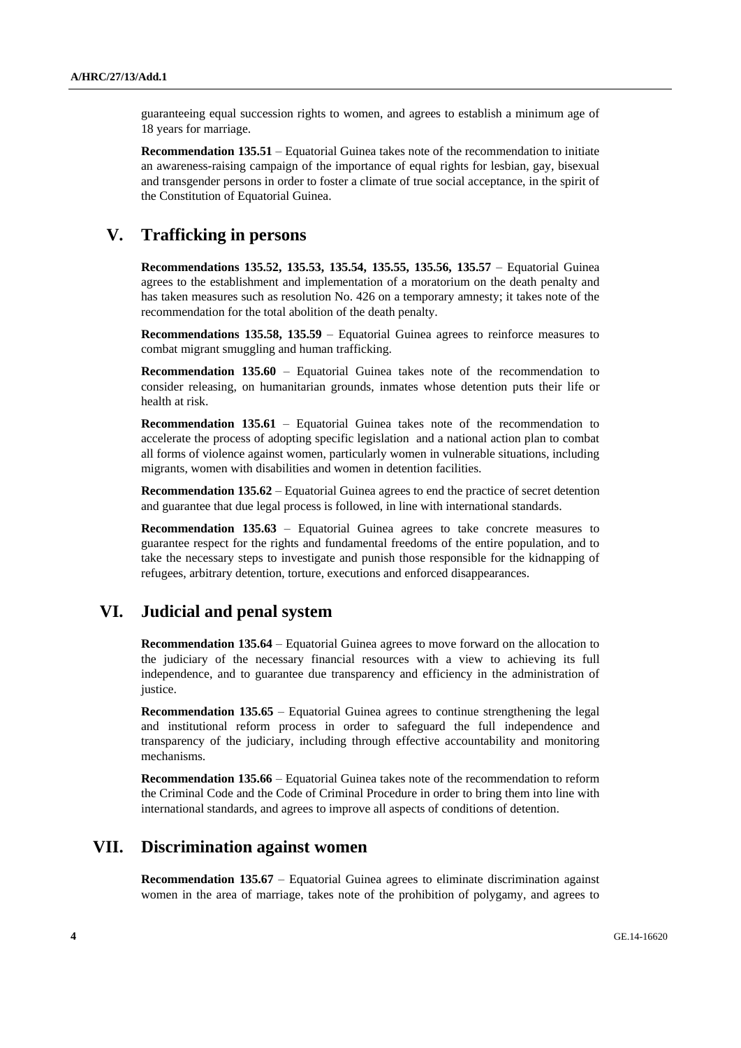guaranteeing equal succession rights to women, and agrees to establish a minimum age of 18 years for marriage.

**Recommendation 135.51** – Equatorial Guinea takes note of the recommendation to initiate an awareness-raising campaign of the importance of equal rights for lesbian, gay, bisexual and transgender persons in order to foster a climate of true social acceptance, in the spirit of the Constitution of Equatorial Guinea.

## V. Trafficking in persons

**Recommendations 135.52, 135.53, 135.54, 135.55, 135.56, 135.57** – Equatorial Guinea agrees to the establishment and implementation of a moratorium on the death penalty and has taken measures such as resolution No. 426 on a temporary amnesty; it takes note of the recommendation for the total abolition of the death penalty.

**Recommendations 135.58, 135.59** – Equatorial Guinea agrees to reinforce measures to combat migrant smuggling and human trafficking.

**Recommendation 135.60** – Equatorial Guinea takes note of the recommendation to consider releasing, on humanitarian grounds, inmates whose detention puts their life or health at risk.

**Recommendation 135.61** – Equatorial Guinea takes note of the recommendation to accelerate the process of adopting specific legislation and a national action plan to combat all forms of violence against women, particularly women in vulnerable situations, including migrants, women with disabilities and women in detention facilities.

**Recommendation 135.62** – Equatorial Guinea agrees to end the practice of secret detention and guarantee that due legal process is followed, in line with international standards.

**Recommendation 135.63** – Equatorial Guinea agrees to take concrete measures to guarantee respect for the rights and fundamental freedoms of the entire population, and to take the necessary steps to investigate and punish those responsible for the kidnapping of refugees, arbitrary detention, torture, executions and enforced disappearances.

## VI. Judicial and penal system

**Recommendation 135.64** – Equatorial Guinea agrees to move forward on the allocation to the judiciary of the necessary financial resources with a view to achieving its full independence, and to guarantee due transparency and efficiency in the administration of justice.

**Recommendation 135.65** – Equatorial Guinea agrees to continue strengthening the legal and institutional reform process in order to safeguard the full independence and transparency of the judiciary, including through effective accountability and monitoring mechanisms.

**Recommendation 135.66** – Equatorial Guinea takes note of the recommendation to reform the Criminal Code and the Code of Criminal Procedure in order to bring them into line with international standards, and agrees to improve all aspects of conditions of detention.

## VII. Discrimination against women

**Recommendation 135.67** – Equatorial Guinea agrees to eliminate discrimination against women in the area of marriage, takes note of the prohibition of polygamy, and agrees to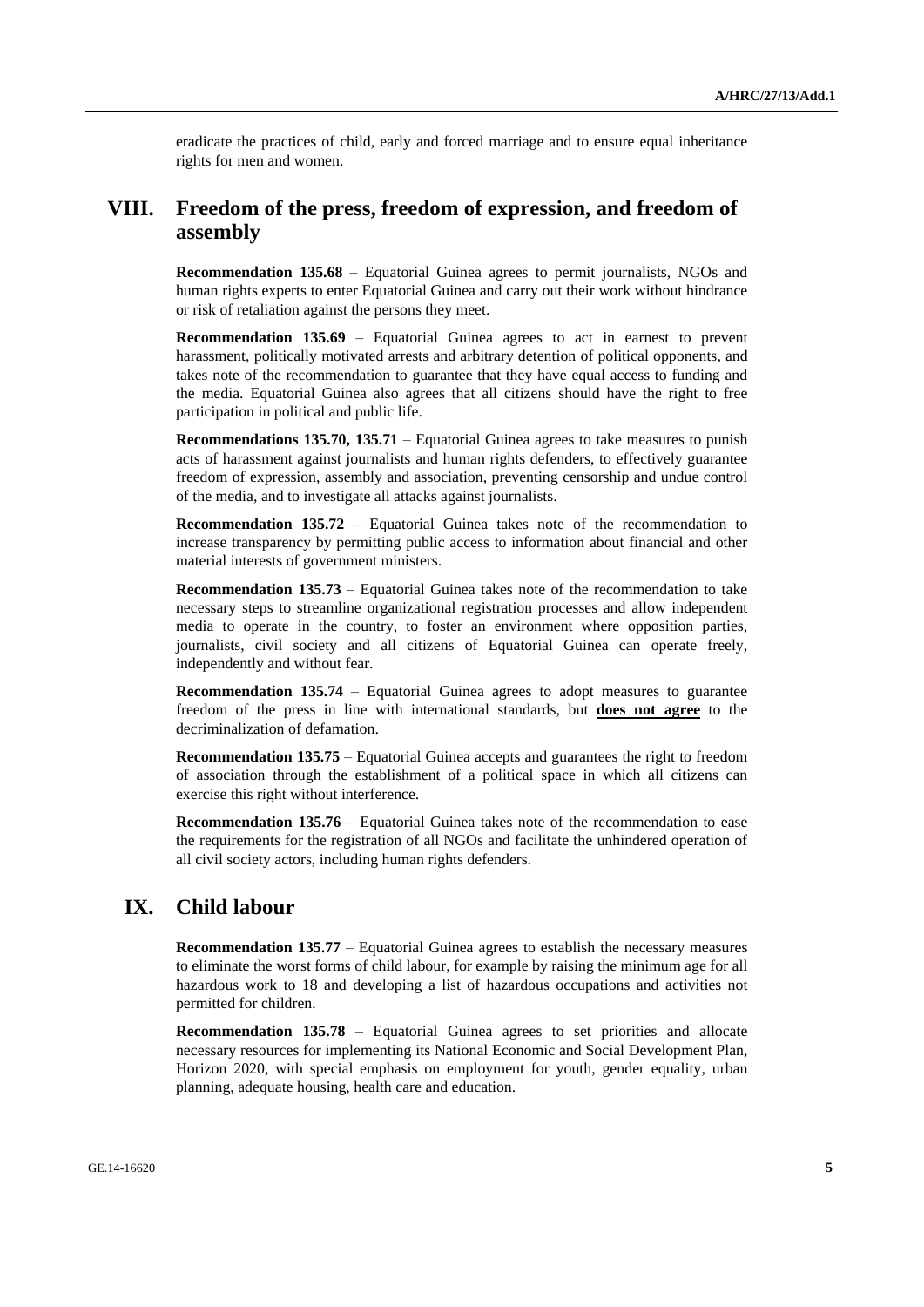eradicate the practices of child, early and forced marriage and to ensure equal inheritance rights for men and women.

## VIII. Freedom of the press, freedom of expression, and freedom of assembly

**Recommendation 135.68** – Equatorial Guinea agrees to permit journalists, NGOs and human rights experts to enter Equatorial Guinea and carry out their work without hindrance or risk of retaliation against the persons they meet.

**Recommendation 135.69** – Equatorial Guinea agrees to act in earnest to prevent harassment, politically motivated arrests and arbitrary detention of political opponents, and takes note of the recommendation to guarantee that they have equal access to funding and the media. Equatorial Guinea also agrees that all citizens should have the right to free participation in political and public life.

**Recommendations 135.70, 135.71** – Equatorial Guinea agrees to take measures to punish acts of harassment against journalists and human rights defenders, to effectively guarantee freedom of expression, assembly and association, preventing censorship and undue control of the media, and to investigate all attacks against journalists.

**Recommendation 135.72** – Equatorial Guinea takes note of the recommendation to increase transparency by permitting public access to information about financial and other material interests of government ministers.

**Recommendation 135.73** – Equatorial Guinea takes note of the recommendation to take necessary steps to streamline organizational registration processes and allow independent media to operate in the country, to foster an environment where opposition parties, journalists, civil society and all citizens of Equatorial Guinea can operate freely, independently and without fear.

**Recommendation 135.74** – Equatorial Guinea agrees to adopt measures to guarantee freedom of the press in line with international standards, but **does not agree** to the decriminalization of defamation.

**Recommendation 135.75** – Equatorial Guinea accepts and guarantees the right to freedom of association through the establishment of a political space in which all citizens can exercise this right without interference.

**Recommendation 135.76** – Equatorial Guinea takes note of the recommendation to ease the requirements for the registration of all NGOs and facilitate the unhindered operation of all civil society actors, including human rights defenders.

## IX. Child labour

**Recommendation 135.77** – Equatorial Guinea agrees to establish the necessary measures to eliminate the worst forms of child labour, for example by raising the minimum age for all hazardous work to 18 and developing a list of hazardous occupations and activities not permitted for children.

**Recommendation 135.78** – Equatorial Guinea agrees to set priorities and allocate necessary resources for implementing its National Economic and Social Development Plan, Horizon 2020, with special emphasis on employment for youth, gender equality, urban planning, adequate housing, health care and education.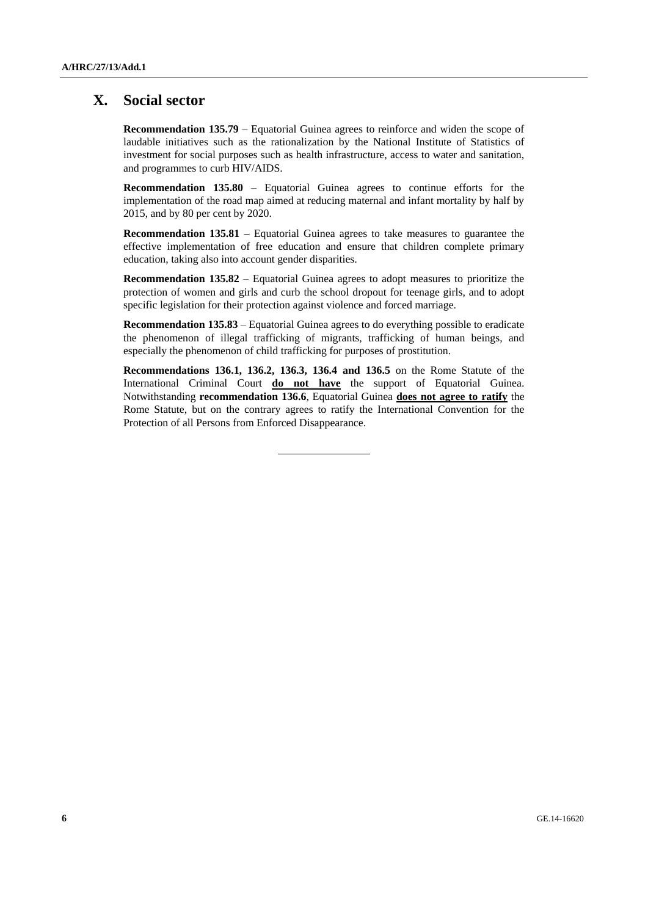## X. Social sector

**Recommendation 135.79** – Equatorial Guinea agrees to reinforce and widen the scope of laudable initiatives such as the rationalization by the National Institute of Statistics of investment for social purposes such as health infrastructure, access to water and sanitation, and programmes to curb HIV/AIDS.

**Recommendation 135.80** – Equatorial Guinea agrees to continue efforts for the implementation of the road map aimed at reducing maternal and infant mortality by half by 2015, and by 80 per cent by 2020.

**Recommendation 135.81 –** Equatorial Guinea agrees to take measures to guarantee the effective implementation of free education and ensure that children complete primary education, taking also into account gender disparities.

**Recommendation 135.82** – Equatorial Guinea agrees to adopt measures to prioritize the protection of women and girls and curb the school dropout for teenage girls, and to adopt specific legislation for their protection against violence and forced marriage.

**Recommendation 135.83** – Equatorial Guinea agrees to do everything possible to eradicate the phenomenon of illegal trafficking of migrants, trafficking of human beings, and especially the phenomenon of child trafficking for purposes of prostitution.

**Recommendations 136.1, 136.2, 136.3, 136.4 and 136.5** on the Rome Statute of the International Criminal Court **do not have** the support of Equatorial Guinea. Notwithstanding **recommendation 136.6**, Equatorial Guinea **does not agree to ratify** the Rome Statute, but on the contrary agrees to ratify the International Convention for the Protection of all Persons from Enforced Disappearance.